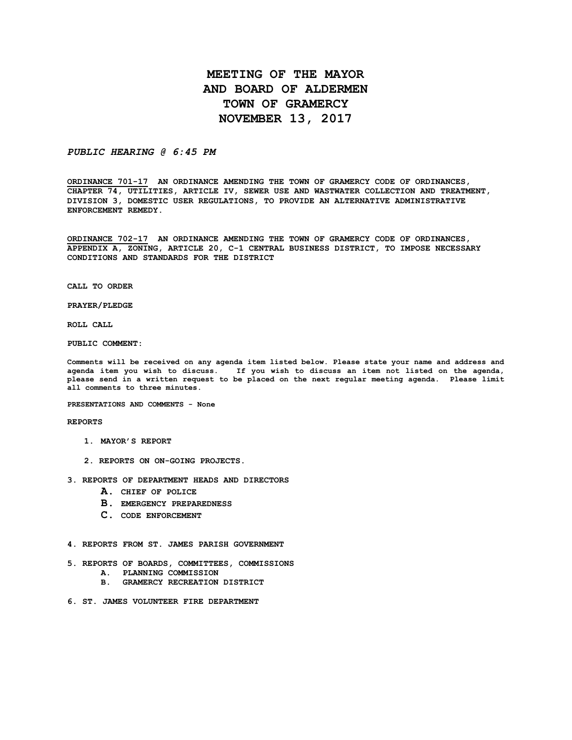# MEETING OF THE MAYOR AND BOARD OF ALDERMEN TOWN OF GRAMERCY NOVEMBER 13, 2017

***PUBLIC HEARING @ 6:45 PM***

**ORDINANCE 701-17 AN ORDINANCE AMENDING THE TOWN OF GRAMERCY CODE OF ORDINANCES, CHAPTER 74, UTILITIES, ARTICLE IV, SEWER USE AND WASTWATER COLLECTION AND TREATMENT, DIVISION 3, DOMESTIC USER REGULATIONS, TO PROVIDE AN ALTERNATIVE ADMINISTRATIVE ENFORCEMENT REMEDY.**

**ORDINANCE 702-17 AN ORDINANCE AMENDING THE TOWN OF GRAMERCY CODE OF ORDINANCES, APPENDIX A, ZONING, ARTICLE 20, C-1 CENTRAL BUSINESS DISTRICT, TO IMPOSE NECESSARY CONDITIONS AND STANDARDS FOR THE DISTRICT**

**CALL TO ORDER**

**PRAYER/PLEDGE**

**ROLL CALL**

**PUBLIC COMMENT:**

**Comments will be received on any agenda item listed below. Please state your name and address and agenda item you wish to discuss. If you wish to discuss an item not listed on the agenda, please send in a written request to be placed on the next regular meeting agenda. Please limit all comments to three minutes.**

**PRESENTATIONS AND COMMENTS - None**

**REPORTS**

1. **MAYOR'S REPORT**
2. **REPORTS ON ON-GOING PROJECTS.**
3. **REPORTS OF DEPARTMENT HEADS AND DIRECTORS**
   - **A. CHIEF OF POLICE**
   - **B. EMERGENCY PREPAREDNESS**
   - **C. CODE ENFORCEMENT**
4. **REPORTS FROM ST. JAMES PARISH GOVERNMENT**
5. **REPORTS OF BOARDS, COMMITTEES, COMMISSIONS**
   - **A. PLANNING COMMISSION**
   - **B. GRAMERCY RECREATION DISTRICT**
6. **ST. JAMES VOLUNTEER FIRE DEPARTMENT**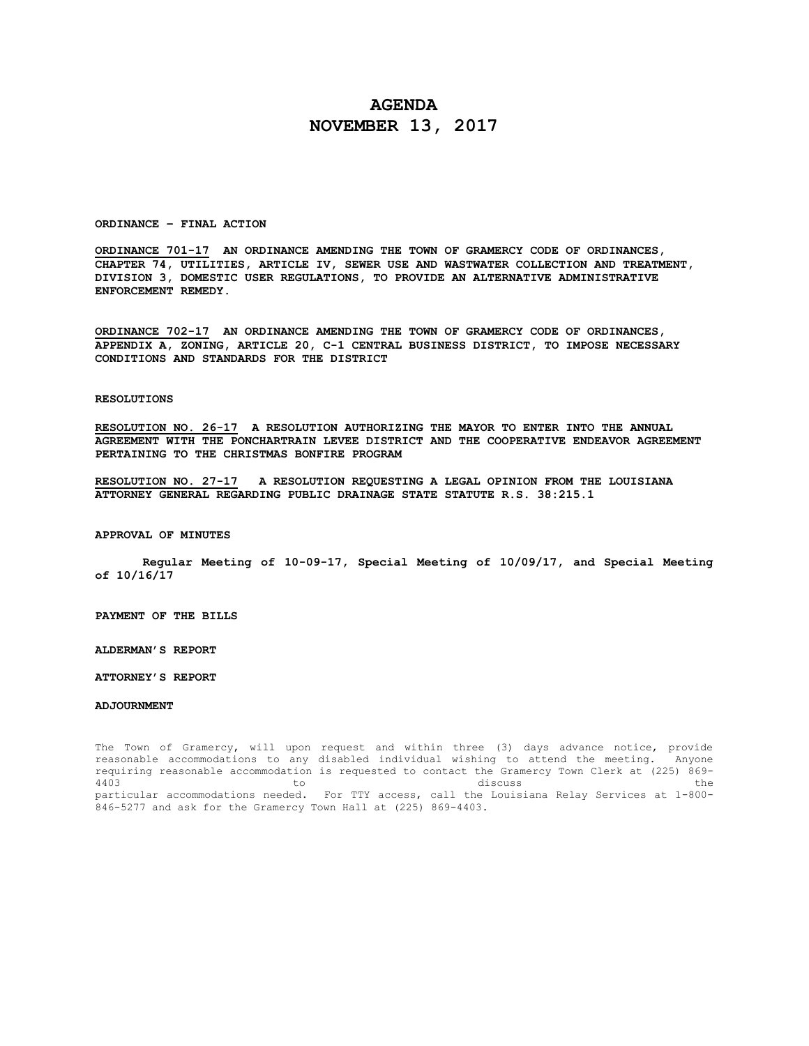# AGENDA
# NOVEMBER 13, 2017

**ORDINANCE – FINAL ACTION**

**<u>ORDINANCE 701-17</u> AN ORDINANCE AMENDING THE TOWN OF GRAMERCY CODE OF ORDINANCES, CHAPTER 74, UTILITIES, ARTICLE IV, SEWER USE AND WASTWATER COLLECTION AND TREATMENT, DIVISION 3, DOMESTIC USER REGULATIONS, TO PROVIDE AN ALTERNATIVE ADMINISTRATIVE ENFORCEMENT REMEDY.**

**<u>ORDINANCE 702-17</u> AN ORDINANCE AMENDING THE TOWN OF GRAMERCY CODE OF ORDINANCES, APPENDIX A, ZONING, ARTICLE 20, C-1 CENTRAL BUSINESS DISTRICT, TO IMPOSE NECESSARY CONDITIONS AND STANDARDS FOR THE DISTRICT**

**RESOLUTIONS**

**<u>RESOLUTION NO. 26-17</u> A RESOLUTION AUTHORIZING THE MAYOR TO ENTER INTO THE ANNUAL AGREEMENT WITH THE PONCHARTRAIN LEVEE DISTRICT AND THE COOPERATIVE ENDEAVOR AGREEMENT PERTAINING TO THE CHRISTMAS BONFIRE PROGRAM**

**<u>RESOLUTION NO. 27-17</u> A RESOLUTION REQUESTING A LEGAL OPINION FROM THE LOUISIANA ATTORNEY GENERAL REGARDING PUBLIC DRAINAGE STATE STATUTE R.S. 38:215.1**

**APPROVAL OF MINUTES**

**Regular Meeting of 10-09-17, Special Meeting of 10/09/17, and Special Meeting of 10/16/17**

**PAYMENT OF THE BILLS**

**ALDERMAN'S REPORT**

**ATTORNEY'S REPORT**

**ADJOURNMENT**

The Town of Gramercy, will upon request and within three (3) days advance notice, provide reasonable accommodations to any disabled individual wishing to attend the meeting. Anyone requiring reasonable accommodation is requested to contact the Gramercy Town Clerk at (225) 869-4403 to discuss the particular accommodations needed. For TTY access, call the Louisiana Relay Services at 1-800-846-5277 and ask for the Gramercy Town Hall at (225) 869-4403.